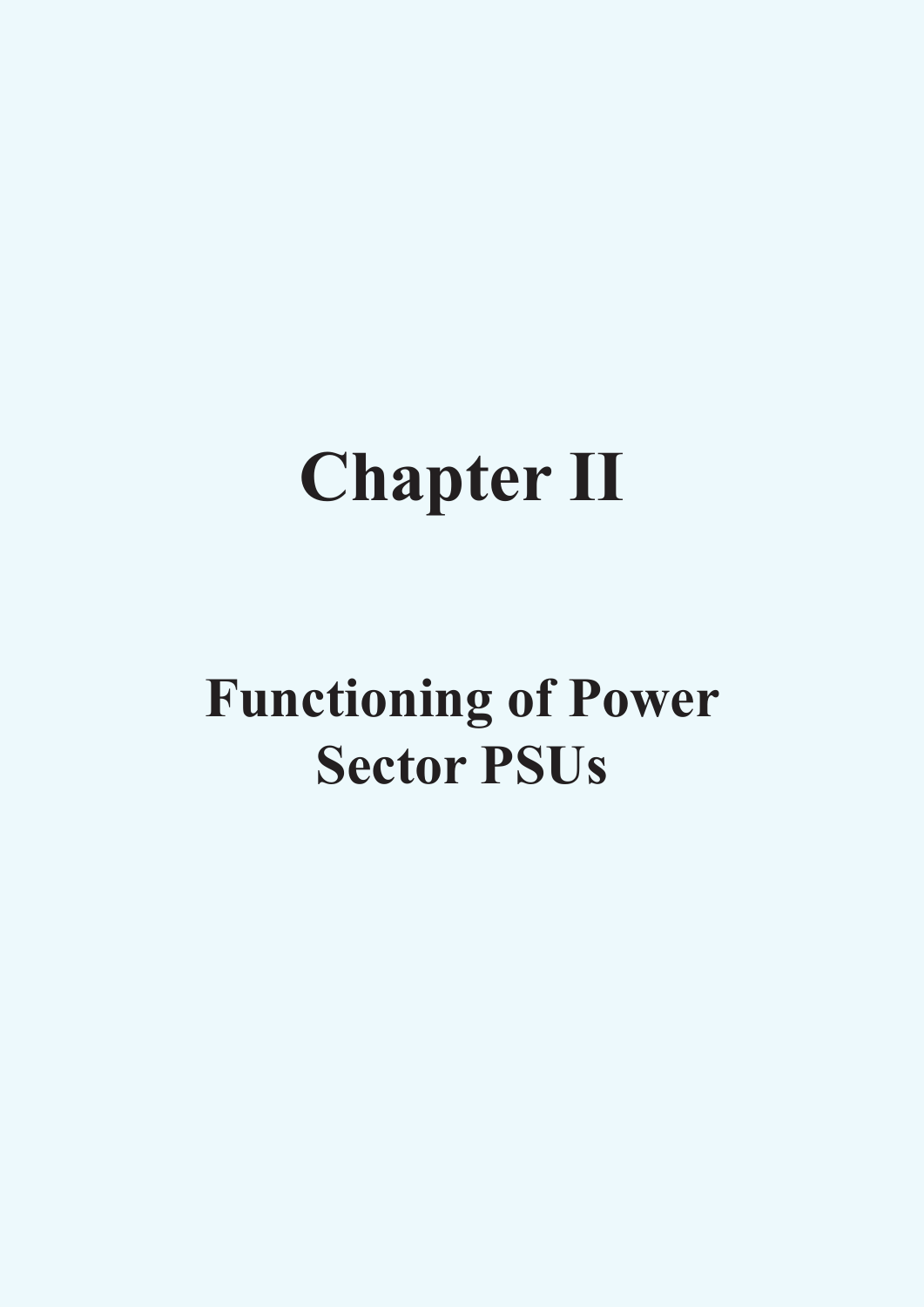# Chapter II

## Functioning of Power Sector PSUs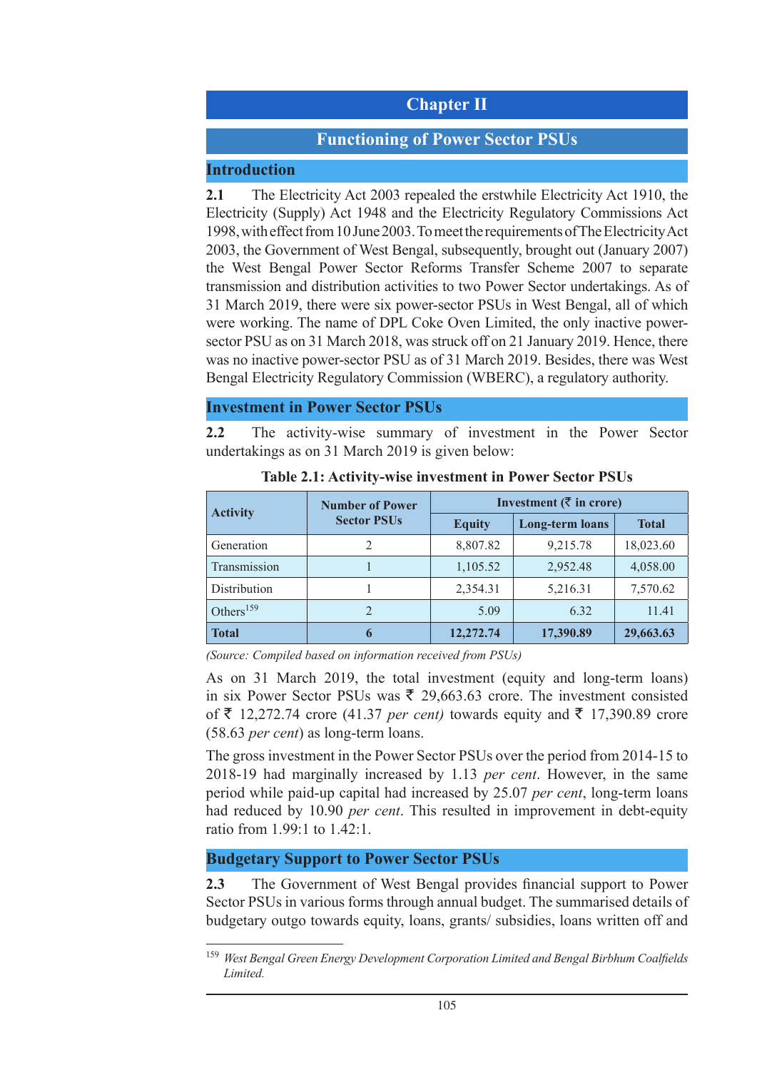# Chapter II

## Functioning of Power Sector PSUs

### Introduction

**2.1** The Electricity Act 2003 repealed the erstwhile Electricity Act 1910, the Electricity (Supply) Act 1948 and the Electricity Regulatory Commissions Act 1998, with effect from 10 June 2003. To meet the requirements of The Electricity Act 2003, the Government of West Bengal, subsequently, brought out (January 2007) the West Bengal Power Sector Reforms Transfer Scheme 2007 to separate transmission and distribution activities to two Power Sector undertakings. As of 31 March 2019, there were six power-sector PSUs in West Bengal, all of which were working. The name of DPL Coke Oven Limited, the only inactive power-sector PSU as on 31 March 2018, was struck off on 21 January 2019. Hence, there was no inactive power-sector PSU as of 31 March 2019. Besides, there was West Bengal Electricity Regulatory Commission (WBERC), a regulatory authority.

### Investment in Power Sector PSUs

**2.2** The activity-wise summary of investment in the Power Sector undertakings as on 31 March 2019 is given below:

**Table 2.1: Activity-wise investment in Power Sector PSUs**

| Activity | Number of Power Sector PSUs | Investment (₹ in crore) | | |
|---|---|---|---|---|
| | | Equity | Long-term loans | Total |
| Generation | 2 | 8,807.82 | 9,215.78 | 18,023.60 |
| Transmission | 1 | 1,105.52 | 2,952.48 | 4,058.00 |
| Distribution | 1 | 2,354.31 | 5,216.31 | 7,570.62 |
| Others[159] | 2 | 5.09 | 6.32 | 11.41 |
| **Total** | **6** | **12,272.74** | **17,390.89** | **29,663.63** |

*(Source: Compiled based on information received from PSUs)*

As on 31 March 2019, the total investment (equity and long-term loans) in six Power Sector PSUs was ₹ 29,663.63 crore. The investment consisted of ₹ 12,272.74 crore (41.37 *per cent)* towards equity and ₹ 17,390.89 crore (58.63 *per cent*) as long-term loans.

The gross investment in the Power Sector PSUs over the period from 2014-15 to 2018-19 had marginally increased by 1.13 *per cent*. However, in the same period while paid-up capital had increased by 25.07 *per cent*, long-term loans had reduced by 10.90 *per cent*. This resulted in improvement in debt-equity ratio from 1.99:1 to 1.42:1.

### Budgetary Support to Power Sector PSUs

**2.3** The Government of West Bengal provides financial support to Power Sector PSUs in various forms through annual budget. The summarised details of budgetary outgo towards equity, loans, grants/ subsidies, loans written off and

---

[159] *West Bengal Green Energy Development Corporation Limited and Bengal Birbhum Coalfields Limited.*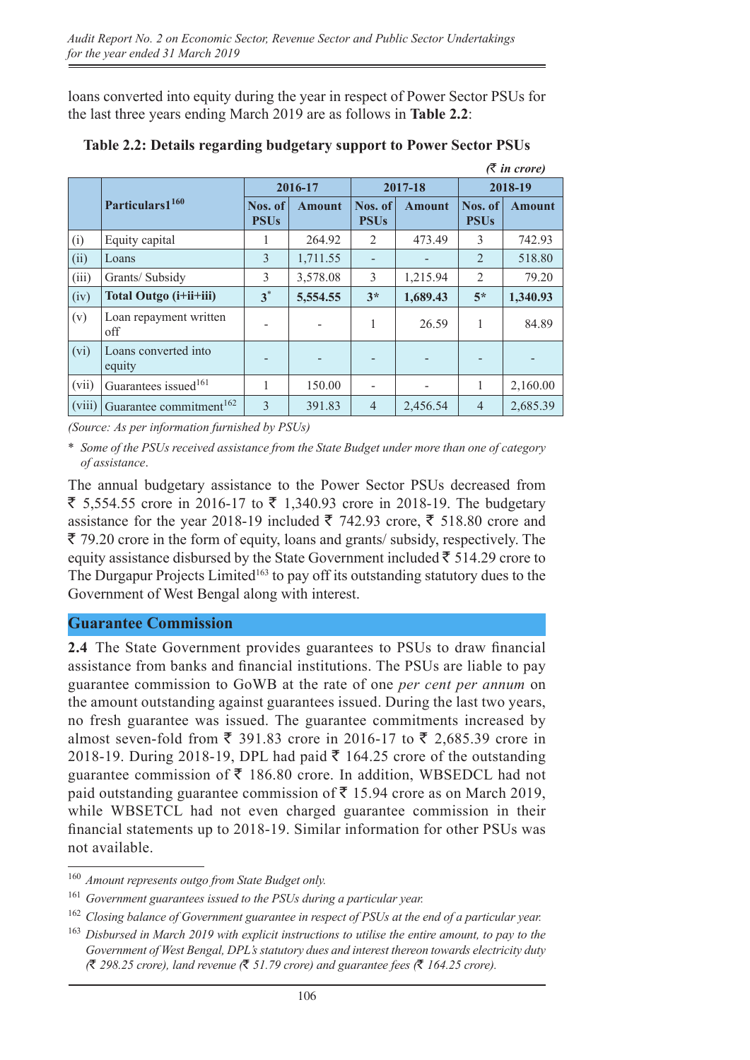loans converted into equity during the year in respect of Power Sector PSUs for the last three years ending March 2019 are as follows in **Table 2.2**:

**Table 2.2: Details regarding budgetary support to Power Sector PSUs**

*(₹ in crore)*

| | Particulars1[160] | 2016-17 | | 2017-18 | | 2018-19 | |
|---|---|---|---|---|---|---|---|
| | | Nos. of PSUs | Amount | Nos. of PSUs | Amount | Nos. of PSUs | Amount |
| (i) | Equity capital | 1 | 264.92 | 2 | 473.49 | 3 | 742.93 |
| (ii) | Loans | 3 | 1,711.55 | - | - | 2 | 518.80 |
| (iii) | Grants/ Subsidy | 3 | 3,578.08 | 3 | 1,215.94 | 2 | 79.20 |
| (iv) | **Total Outgo (i+ii+iii)** | **3*** | **5,554.55** | **3*** | **1,689.43** | **5*** | **1,340.93** |
| (v) | Loan repayment written off | - | - | 1 | 26.59 | 1 | 84.89 |
| (vi) | Loans converted into equity | - | - | - | - | - | - |
| (vii) | Guarantees issued[161] | 1 | 150.00 | - | - | 1 | 2,160.00 |
| (viii) | Guarantee commitment[162] | 3 | 391.83 | 4 | 2,456.54 | 4 | 2,685.39 |

*(Source: As per information furnished by PSUs)*

\* *Some of the PSUs received assistance from the State Budget under more than one of category of assistance.*

The annual budgetary assistance to the Power Sector PSUs decreased from ₹ 5,554.55 crore in 2016-17 to ₹ 1,340.93 crore in 2018-19. The budgetary assistance for the year 2018-19 included ₹ 742.93 crore, ₹ 518.80 crore and ₹ 79.20 crore in the form of equity, loans and grants/ subsidy, respectively. The equity assistance disbursed by the State Government included ₹ 514.29 crore to The Durgapur Projects Limited[163] to pay off its outstanding statutory dues to the Government of West Bengal along with interest.

## Guarantee Commission

**2.4** The State Government provides guarantees to PSUs to draw financial assistance from banks and financial institutions. The PSUs are liable to pay guarantee commission to GoWB at the rate of one *per cent per annum* on the amount outstanding against guarantees issued. During the last two years, no fresh guarantee was issued. The guarantee commitments increased by almost seven-fold from ₹ 391.83 crore in 2016-17 to ₹ 2,685.39 crore in 2018-19. During 2018-19, DPL had paid ₹ 164.25 crore of the outstanding guarantee commission of ₹ 186.80 crore. In addition, WBSEDCL had not paid outstanding guarantee commission of ₹ 15.94 crore as on March 2019, while WBSETCL had not even charged guarantee commission in their financial statements up to 2018-19. Similar information for other PSUs was not available.

---

[160] *Amount represents outgo from State Budget only.*

[161] *Government guarantees issued to the PSUs during a particular year.*

[162] *Closing balance of Government guarantee in respect of PSUs at the end of a particular year.*

[163] *Disbursed in March 2019 with explicit instructions to utilise the entire amount, to pay to the Government of West Bengal, DPL's statutory dues and interest thereon towards electricity duty (₹ 298.25 crore), land revenue (₹ 51.79 crore) and guarantee fees (₹ 164.25 crore).*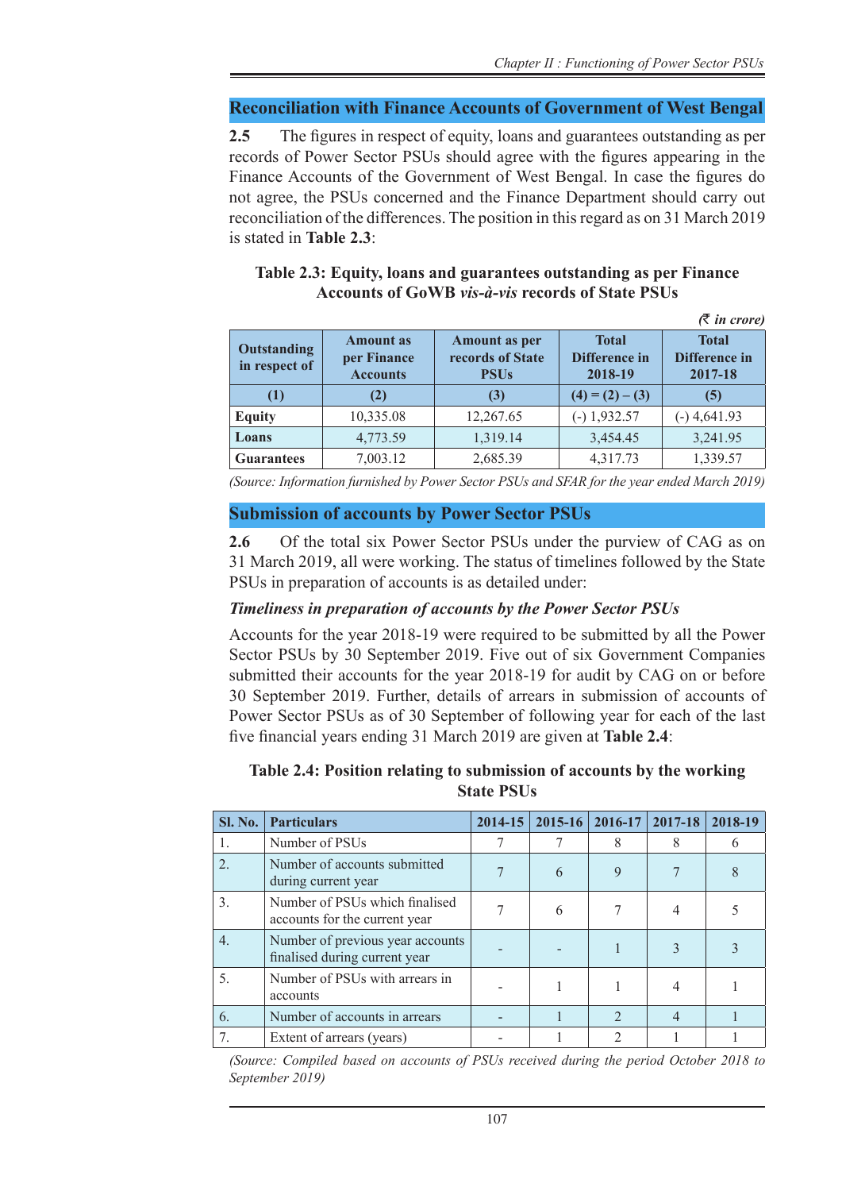## Reconciliation with Finance Accounts of Government of West Bengal

**2.5** The figures in respect of equity, loans and guarantees outstanding as per records of Power Sector PSUs should agree with the figures appearing in the Finance Accounts of the Government of West Bengal. In case the figures do not agree, the PSUs concerned and the Finance Department should carry out reconciliation of the differences. The position in this regard as on 31 March 2019 is stated in **Table 2.3**:

**Table 2.3: Equity, loans and guarantees outstanding as per Finance Accounts of GoWB *vis-à-vis* records of State PSUs**

*(₹ in crore)*

| Outstanding in respect of | Amount as per Finance Accounts | Amount as per records of State PSUs | Total Difference in 2018-19 | Total Difference in 2017-18 |
|---|---|---|---|---|
| (1) | (2) | (3) | (4) = (2) – (3) | (5) |
| **Equity** | 10,335.08 | 12,267.65 | (-) 1,932.57 | (-) 4,641.93 |
| **Loans** | 4,773.59 | 1,319.14 | 3,454.45 | 3,241.95 |
| **Guarantees** | 7,003.12 | 2,685.39 | 4,317.73 | 1,339.57 |

*(Source: Information furnished by Power Sector PSUs and SFAR for the year ended March 2019)*

## Submission of accounts by Power Sector PSUs

**2.6** Of the total six Power Sector PSUs under the purview of CAG as on 31 March 2019, all were working. The status of timelines followed by the State PSUs in preparation of accounts is as detailed under:

### *Timeliness in preparation of accounts by the Power Sector PSUs*

Accounts for the year 2018-19 were required to be submitted by all the Power Sector PSUs by 30 September 2019. Five out of six Government Companies submitted their accounts for the year 2018-19 for audit by CAG on or before 30 September 2019. Further, details of arrears in submission of accounts of Power Sector PSUs as of 30 September of following year for each of the last five financial years ending 31 March 2019 are given at **Table 2.4**:

**Table 2.4: Position relating to submission of accounts by the working State PSUs**

| Sl. No. | Particulars | 2014-15 | 2015-16 | 2016-17 | 2017-18 | 2018-19 |
|---|---|---|---|---|---|---|
| 1. | Number of PSUs | 7 | 7 | 8 | 8 | 6 |
| 2. | Number of accounts submitted during current year | 7 | 6 | 9 | 7 | 8 |
| 3. | Number of PSUs which finalised accounts for the current year | 7 | 6 | 7 | 4 | 5 |
| 4. | Number of previous year accounts finalised during current year | - | - | 1 | 3 | 3 |
| 5. | Number of PSUs with arrears in accounts | - | 1 | 1 | 4 | 1 |
| 6. | Number of accounts in arrears | - | 1 | 2 | 4 | 1 |
| 7. | Extent of arrears (years) | - | 1 | 2 | 1 | 1 |

*(Source: Compiled based on accounts of PSUs received during the period October 2018 to September 2019)*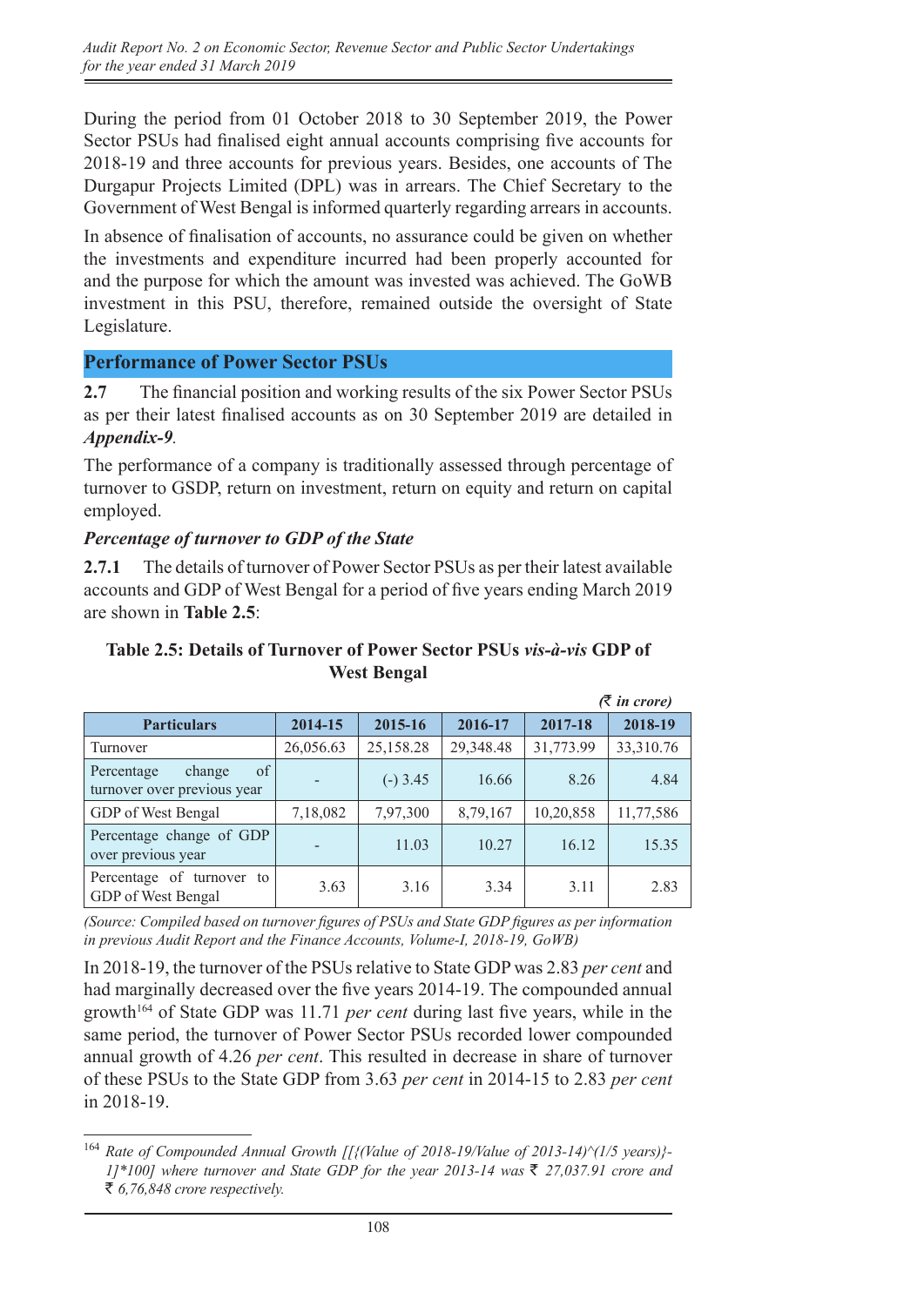During the period from 01 October 2018 to 30 September 2019, the Power Sector PSUs had finalised eight annual accounts comprising five accounts for 2018-19 and three accounts for previous years. Besides, one accounts of The Durgapur Projects Limited (DPL) was in arrears. The Chief Secretary to the Government of West Bengal is informed quarterly regarding arrears in accounts.

In absence of finalisation of accounts, no assurance could be given on whether the investments and expenditure incurred had been properly accounted for and the purpose for which the amount was invested was achieved. The GoWB investment in this PSU, therefore, remained outside the oversight of State Legislature.

## Performance of Power Sector PSUs

**2.7** The financial position and working results of the six Power Sector PSUs as per their latest finalised accounts as on 30 September 2019 are detailed in ***Appendix-9***.

The performance of a company is traditionally assessed through percentage of turnover to GSDP, return on investment, return on equity and return on capital employed.

### *Percentage of turnover to GDP of the State*

**2.7.1** The details of turnover of Power Sector PSUs as per their latest available accounts and GDP of West Bengal for a period of five years ending March 2019 are shown in **Table 2.5**:

**Table 2.5: Details of Turnover of Power Sector PSUs *vis-à-vis* GDP of West Bengal**

*(₹ in crore)*

| Particulars | 2014-15 | 2015-16 | 2016-17 | 2017-18 | 2018-19 |
|---|---|---|---|---|---|
| Turnover | 26,056.63 | 25,158.28 | 29,348.48 | 31,773.99 | 33,310.76 |
| Percentage change of turnover over previous year | - | (-) 3.45 | 16.66 | 8.26 | 4.84 |
| GDP of West Bengal | 7,18,082 | 7,97,300 | 8,79,167 | 10,20,858 | 11,77,586 |
| Percentage change of GDP over previous year | - | 11.03 | 10.27 | 16.12 | 15.35 |
| Percentage of turnover to GDP of West Bengal | 3.63 | 3.16 | 3.34 | 3.11 | 2.83 |

*(Source: Compiled based on turnover figures of PSUs and State GDP figures as per information in previous Audit Report and the Finance Accounts, Volume-I, 2018-19, GoWB)*

In 2018-19, the turnover of the PSUs relative to State GDP was 2.83 *per cent* and had marginally decreased over the five years 2014-19. The compounded annual growth[164] of State GDP was 11.71 *per cent* during last five years, while in the same period, the turnover of Power Sector PSUs recorded lower compounded annual growth of 4.26 *per cent*. This resulted in decrease in share of turnover of these PSUs to the State GDP from 3.63 *per cent* in 2014-15 to 2.83 *per cent* in 2018-19.

---

[164] *Rate of Compounded Annual Growth [[{(Value of 2018-19/Value of 2013-14)^(1/5 years)}-1]*100] where turnover and State GDP for the year 2013-14 was ₹ 27,037.91 crore and ₹ 6,76,848 crore respectively.*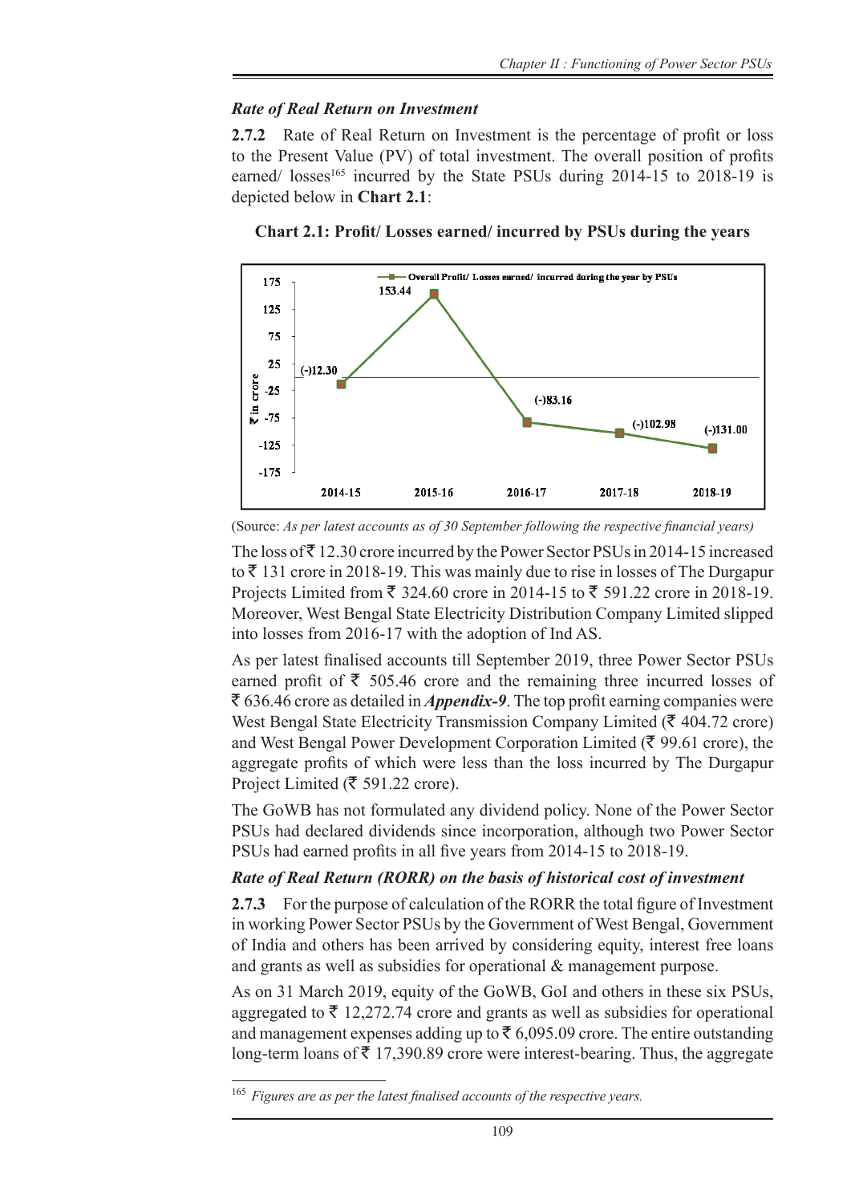### *Rate of Real Return on Investment*

**2.7.2** Rate of Real Return on Investment is the percentage of profit or loss to the Present Value (PV) of total investment. The overall position of profits earned/ losses[165] incurred by the State PSUs during 2014-15 to 2018-19 is depicted below in **Chart 2.1**:

**Chart 2.1: Profit/ Losses earned/ incurred by PSUs during the years**

| Year | Overall Profit/ Losses earned/ incurred during the year by PSUs (₹ in crore) |
|---|---|
| 2014-15 | (-)12.30 |
| 2015-16 | 153.44 |
| 2016-17 | (-)83.16 |
| 2017-18 | (-)102.98 |
| 2018-19 | (-)131.00 |

(Source: *As per latest accounts as of 30 September following the respective financial years)*

The loss of ₹ 12.30 crore incurred by the Power Sector PSUs in 2014-15 increased to ₹ 131 crore in 2018-19. This was mainly due to rise in losses of The Durgapur Projects Limited from ₹ 324.60 crore in 2014-15 to ₹ 591.22 crore in 2018-19. Moreover, West Bengal State Electricity Distribution Company Limited slipped into losses from 2016-17 with the adoption of Ind AS.

As per latest finalised accounts till September 2019, three Power Sector PSUs earned profit of ₹ 505.46 crore and the remaining three incurred losses of ₹ 636.46 crore as detailed in ***Appendix-9***. The top profit earning companies were West Bengal State Electricity Transmission Company Limited (₹ 404.72 crore) and West Bengal Power Development Corporation Limited (₹ 99.61 crore), the aggregate profits of which were less than the loss incurred by The Durgapur Project Limited (₹ 591.22 crore).

The GoWB has not formulated any dividend policy. None of the Power Sector PSUs had declared dividends since incorporation, although two Power Sector PSUs had earned profits in all five years from 2014-15 to 2018-19.

### *Rate of Real Return (RORR) on the basis of historical cost of investment*

**2.7.3** For the purpose of calculation of the RORR the total figure of Investment in working Power Sector PSUs by the Government of West Bengal, Government of India and others has been arrived by considering equity, interest free loans and grants as well as subsidies for operational & management purpose.

As on 31 March 2019, equity of the GoWB, GoI and others in these six PSUs, aggregated to ₹ 12,272.74 crore and grants as well as subsidies for operational and management expenses adding up to ₹ 6,095.09 crore. The entire outstanding long-term loans of ₹ 17,390.89 crore were interest-bearing. Thus, the aggregate

[165] *Figures are as per the latest finalised accounts of the respective years.*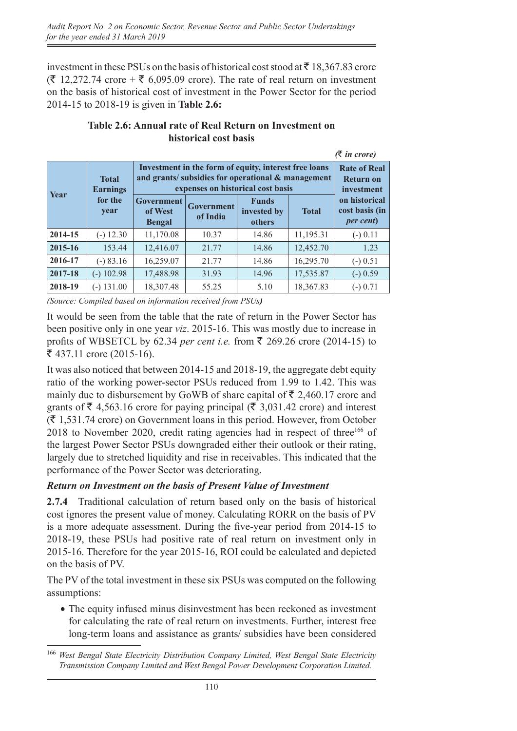investment in these PSUs on the basis of historical cost stood at ₹ 18,367.83 crore (₹ 12,272.74 crore + ₹ 6,095.09 crore). The rate of real return on investment on the basis of historical cost of investment in the Power Sector for the period 2014-15 to 2018-19 is given in **Table 2.6:**

**Table 2.6: Annual rate of Real Return on Investment on historical cost basis**

*(₹ in crore)*

| Year | Total Earnings for the year | Investment in the form of equity, interest free loans and grants/ subsidies for operational & management expenses on historical cost basis | | | | Rate of Real Return on investment on historical cost basis (in *per cent*) |
|---|---|---|---|---|---|---|
| | | Government of West Bengal | Government of India | Funds invested by others | Total | |
| **2014-15** | (-) 12.30 | 11,170.08 | 10.37 | 14.86 | 11,195.31 | (-) 0.11 |
| **2015-16** | 153.44 | 12,416.07 | 21.77 | 14.86 | 12,452.70 | 1.23 |
| **2016-17** | (-) 83.16 | 16,259.07 | 21.77 | 14.86 | 16,295.70 | (-) 0.51 |
| **2017-18** | (-) 102.98 | 17,488.98 | 31.93 | 14.96 | 17,535.87 | (-) 0.59 |
| **2018-19** | (-) 131.00 | 18,307.48 | 55.25 | 5.10 | 18,367.83 | (-) 0.71 |

*(Source: Compiled based on information received from PSUs)*

It would be seen from the table that the rate of return in the Power Sector has been positive only in one year *viz*. 2015-16. This was mostly due to increase in profits of WBSETCL by 62.34 *per cent i.e.* from ₹ 269.26 crore (2014-15) to ₹ 437.11 crore (2015-16).

It was also noticed that between 2014-15 and 2018-19, the aggregate debt equity ratio of the working power-sector PSUs reduced from 1.99 to 1.42. This was mainly due to disbursement by GoWB of share capital of ₹ 2,460.17 crore and grants of ₹ 4,563.16 crore for paying principal (₹ 3,031.42 crore) and interest (₹ 1,531.74 crore) on Government loans in this period. However, from October 2018 to November 2020, credit rating agencies had in respect of three[166] of the largest Power Sector PSUs downgraded either their outlook or their rating, largely due to stretched liquidity and rise in receivables. This indicated that the performance of the Power Sector was deteriorating.

### *Return on Investment on the basis of Present Value of Investment*

**2.7.4** Traditional calculation of return based only on the basis of historical cost ignores the present value of money. Calculating RORR on the basis of PV is a more adequate assessment. During the five-year period from 2014-15 to 2018-19, these PSUs had positive rate of real return on investment only in 2015-16. Therefore for the year 2015-16, ROI could be calculated and depicted on the basis of PV.

The PV of the total investment in these six PSUs was computed on the following assumptions:

- The equity infused minus disinvestment has been reckoned as investment for calculating the rate of real return on investments. Further, interest free long-term loans and assistance as grants/ subsidies have been considered

[166] *West Bengal State Electricity Distribution Company Limited, West Bengal State Electricity Transmission Company Limited and West Bengal Power Development Corporation Limited.*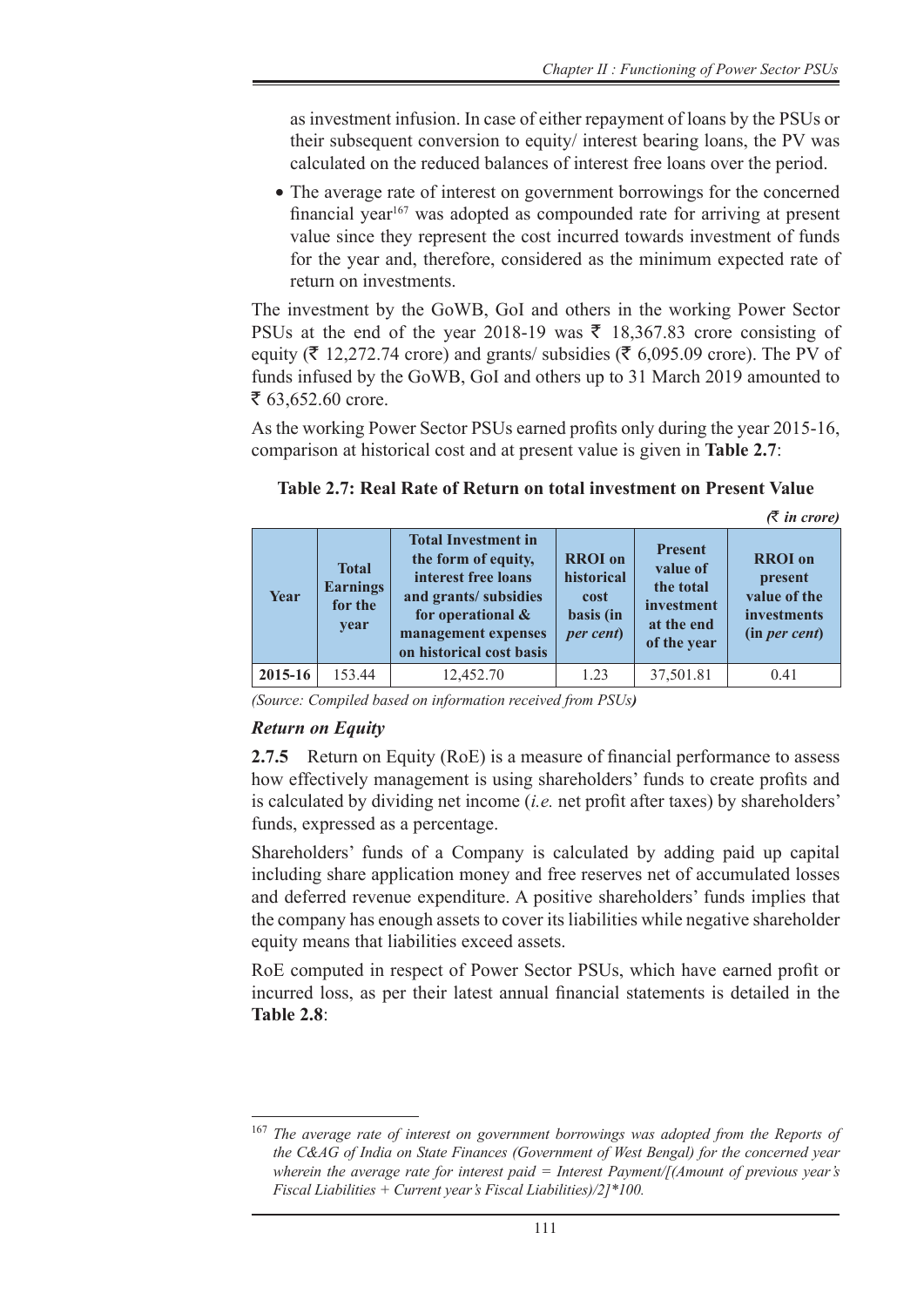as investment infusion. In case of either repayment of loans by the PSUs or their subsequent conversion to equity/ interest bearing loans, the PV was calculated on the reduced balances of interest free loans over the period.

- The average rate of interest on government borrowings for the concerned financial year[167] was adopted as compounded rate for arriving at present value since they represent the cost incurred towards investment of funds for the year and, therefore, considered as the minimum expected rate of return on investments.

The investment by the GoWB, GoI and others in the working Power Sector PSUs at the end of the year 2018-19 was ₹ 18,367.83 crore consisting of equity (₹ 12,272.74 crore) and grants/ subsidies (₹ 6,095.09 crore). The PV of funds infused by the GoWB, GoI and others up to 31 March 2019 amounted to ₹ 63,652.60 crore.

As the working Power Sector PSUs earned profits only during the year 2015-16, comparison at historical cost and at present value is given in **Table 2.7**:

**Table 2.7: Real Rate of Return on total investment on Present Value**

*(₹ in crore)*

| Year | Total Earnings for the year | Total Investment in the form of equity, interest free loans and grants/ subsidies for operational & management expenses on historical cost basis | RROI on historical cost basis (in *per cent*) | Present value of the total investment at the end of the year | RROI on present value of the investments (in *per cent*) |
|---|---|---|---|---|---|
| **2015-16** | 153.44 | 12,452.70 | 1.23 | 37,501.81 | 0.41 |

*(Source: Compiled based on information received from PSUs)*

### *Return on Equity*

**2.7.5** Return on Equity (RoE) is a measure of financial performance to assess how effectively management is using shareholders' funds to create profits and is calculated by dividing net income (*i.e.* net profit after taxes) by shareholders' funds, expressed as a percentage.

Shareholders' funds of a Company is calculated by adding paid up capital including share application money and free reserves net of accumulated losses and deferred revenue expenditure. A positive shareholders' funds implies that the company has enough assets to cover its liabilities while negative shareholder equity means that liabilities exceed assets.

RoE computed in respect of Power Sector PSUs, which have earned profit or incurred loss, as per their latest annual financial statements is detailed in the **Table 2.8**:

---

[167] *The average rate of interest on government borrowings was adopted from the Reports of the C&AG of India on State Finances (Government of West Bengal) for the concerned year wherein the average rate for interest paid = Interest Payment/[(Amount of previous year's Fiscal Liabilities + Current year's Fiscal Liabilities)/2]\*100.*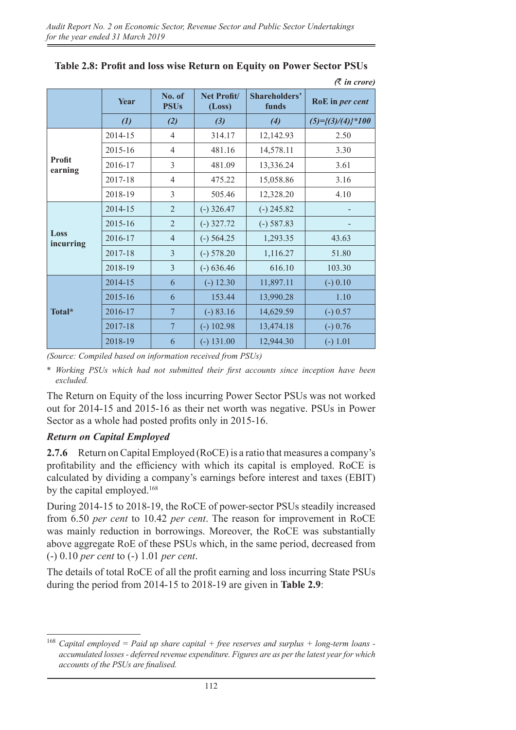**Table 2.8: Profit and loss wise Return on Equity on Power Sector PSUs**

*(₹ in crore)*

| | Year | No. of PSUs | Net Profit/ (Loss) | Shareholders' funds | RoE in *per cent* |
|---|---|---|---|---|---|
| | *(1)* | *(2)* | *(3)* | *(4)* | *(5)={(3)/(4)}\*100* |
| **Profit earning** | 2014-15 | 4 | 314.17 | 12,142.93 | 2.50 |
| | 2015-16 | 4 | 481.16 | 14,578.11 | 3.30 |
| | 2016-17 | 3 | 481.09 | 13,336.24 | 3.61 |
| | 2017-18 | 4 | 475.22 | 15,058.86 | 3.16 |
| | 2018-19 | 3 | 505.46 | 12,328.20 | 4.10 |
| **Loss incurring** | 2014-15 | 2 | (-) 326.47 | (-) 245.82 | - |
| | 2015-16 | 2 | (-) 327.72 | (-) 587.83 | - |
| | 2016-17 | 4 | (-) 564.25 | 1,293.35 | 43.63 |
| | 2017-18 | 3 | (-) 578.20 | 1,116.27 | 51.80 |
| | 2018-19 | 3 | (-) 636.46 | 616.10 | 103.30 |
| **Total\*** | 2014-15 | 6 | (-) 12.30 | 11,897.11 | (-) 0.10 |
| | 2015-16 | 6 | 153.44 | 13,990.28 | 1.10 |
| | 2016-17 | 7 | (-) 83.16 | 14,629.59 | (-) 0.57 |
| | 2017-18 | 7 | (-) 102.98 | 13,474.18 | (-) 0.76 |
| | 2018-19 | 6 | (-) 131.00 | 12,944.30 | (-) 1.01 |

*(Source: Compiled based on information received from PSUs)*

\* *Working PSUs which had not submitted their first accounts since inception have been excluded.*

The Return on Equity of the loss incurring Power Sector PSUs was not worked out for 2014-15 and 2015-16 as their net worth was negative. PSUs in Power Sector as a whole had posted profits only in 2015-16.

### *Return on Capital Employed*

**2.7.6** Return on Capital Employed (RoCE) is a ratio that measures a company's profitability and the efficiency with which its capital is employed. RoCE is calculated by dividing a company's earnings before interest and taxes (EBIT) by the capital employed.[168]

During 2014-15 to 2018-19, the RoCE of power-sector PSUs steadily increased from 6.50 *per cent* to 10.42 *per cent*. The reason for improvement in RoCE was mainly reduction in borrowings. Moreover, the RoCE was substantially above aggregate RoE of these PSUs which, in the same period, decreased from (-) 0.10 *per cent* to (-) 1.01 *per cent*.

The details of total RoCE of all the profit earning and loss incurring State PSUs during the period from 2014-15 to 2018-19 are given in **Table 2.9**:

---

[168] *Capital employed = Paid up share capital + free reserves and surplus + long-term loans - accumulated losses - deferred revenue expenditure. Figures are as per the latest year for which accounts of the PSUs are finalised.*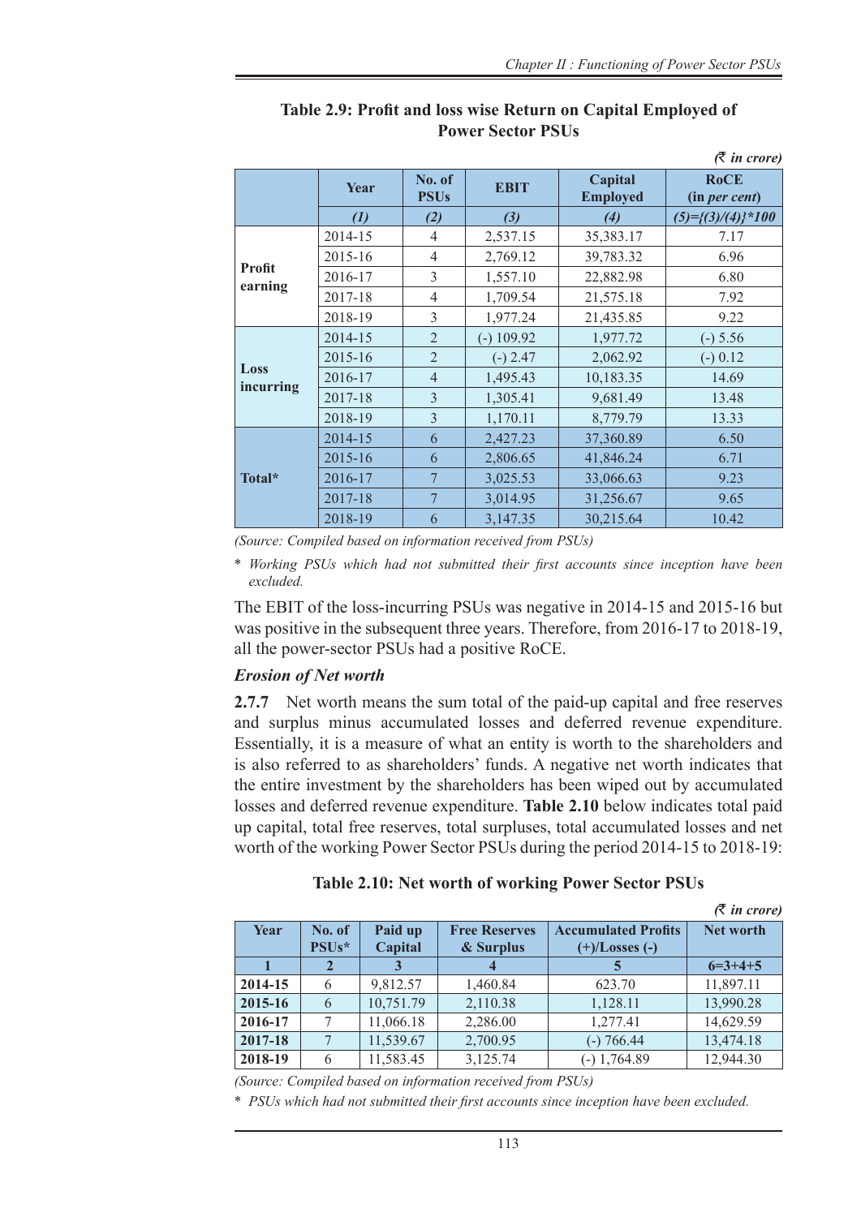**Table 2.9: Profit and loss wise Return on Capital Employed of Power Sector PSUs**

*(₹ in crore)*

| | Year | No. of PSUs | EBIT | Capital Employed | RoCE (in *per cent*) |
|---|---|---|---|---|---|
| | *(1)* | *(2)* | *(3)* | *(4)* | *(5)={(3)/(4)}*100* |
| **Profit earning** | 2014-15 | 4 | 2,537.15 | 35,383.17 | 7.17 |
| | 2015-16 | 4 | 2,769.12 | 39,783.32 | 6.96 |
| | 2016-17 | 3 | 1,557.10 | 22,882.98 | 6.80 |
| | 2017-18 | 4 | 1,709.54 | 21,575.18 | 7.92 |
| | 2018-19 | 3 | 1,977.24 | 21,435.85 | 9.22 |
| **Loss incurring** | 2014-15 | 2 | (-) 109.92 | 1,977.72 | (-) 5.56 |
| | 2015-16 | 2 | (-) 2.47 | 2,062.92 | (-) 0.12 |
| | 2016-17 | 4 | 1,495.43 | 10,183.35 | 14.69 |
| | 2017-18 | 3 | 1,305.41 | 9,681.49 | 13.48 |
| | 2018-19 | 3 | 1,170.11 | 8,779.79 | 13.33 |
| **Total*** | 2014-15 | 6 | 2,427.23 | 37,360.89 | 6.50 |
| | 2015-16 | 6 | 2,806.65 | 41,846.24 | 6.71 |
| | 2016-17 | 7 | 3,025.53 | 33,066.63 | 9.23 |
| | 2017-18 | 7 | 3,014.95 | 31,256.67 | 9.65 |
| | 2018-19 | 6 | 3,147.35 | 30,215.64 | 10.42 |

*(Source: Compiled based on information received from PSUs)*

* *Working PSUs which had not submitted their first accounts since inception have been excluded.*

The EBIT of the loss-incurring PSUs was negative in 2014-15 and 2015-16 but was positive in the subsequent three years. Therefore, from 2016-17 to 2018-19, all the power-sector PSUs had a positive RoCE.

### *Erosion of Net worth*

**2.7.7** Net worth means the sum total of the paid-up capital and free reserves and surplus minus accumulated losses and deferred revenue expenditure. Essentially, it is a measure of what an entity is worth to the shareholders and is also referred to as shareholders' funds. A negative net worth indicates that the entire investment by the shareholders has been wiped out by accumulated losses and deferred revenue expenditure. **Table 2.10** below indicates total paid up capital, total free reserves, total surpluses, total accumulated losses and net worth of the working Power Sector PSUs during the period 2014-15 to 2018-19:

**Table 2.10: Net worth of working Power Sector PSUs**

*(₹ in crore)*

| Year | No. of PSUs* | Paid up Capital | Free Reserves & Surplus | Accumulated Profits (+)/Losses (-) | Net worth |
|---|---|---|---|---|---|
| **1** | **2** | **3** | **4** | **5** | **6=3+4+5** |
| **2014-15** | 6 | 9,812.57 | 1,460.84 | 623.70 | 11,897.11 |
| **2015-16** | 6 | 10,751.79 | 2,110.38 | 1,128.11 | 13,990.28 |
| **2016-17** | 7 | 11,066.18 | 2,286.00 | 1,277.41 | 14,629.59 |
| **2017-18** | 7 | 11,539.67 | 2,700.95 | (-) 766.44 | 13,474.18 |
| **2018-19** | 6 | 11,583.45 | 3,125.74 | (-) 1,764.89 | 12,944.30 |

*(Source: Compiled based on information received from PSUs)*

* *PSUs which had not submitted their first accounts since inception have been excluded.*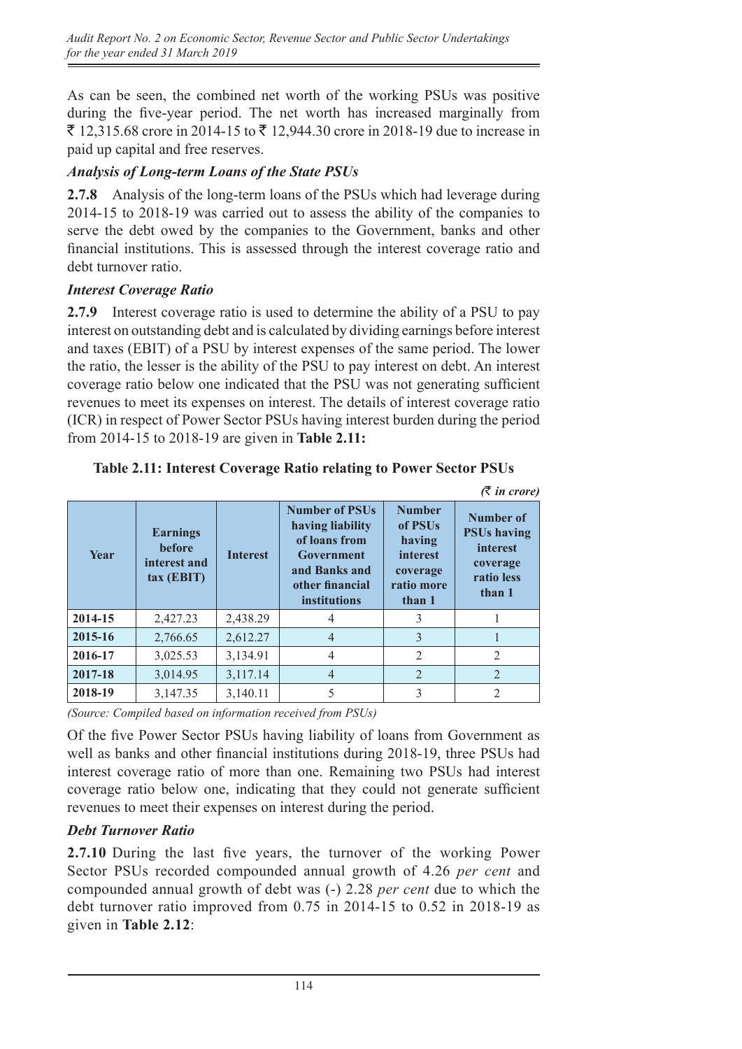As can be seen, the combined net worth of the working PSUs was positive during the five-year period. The net worth has increased marginally from ₹ 12,315.68 crore in 2014-15 to ₹ 12,944.30 crore in 2018-19 due to increase in paid up capital and free reserves.

### *Analysis of Long-term Loans of the State PSUs*

**2.7.8** Analysis of the long-term loans of the PSUs which had leverage during 2014-15 to 2018-19 was carried out to assess the ability of the companies to serve the debt owed by the companies to the Government, banks and other financial institutions. This is assessed through the interest coverage ratio and debt turnover ratio.

### *Interest Coverage Ratio*

**2.7.9** Interest coverage ratio is used to determine the ability of a PSU to pay interest on outstanding debt and is calculated by dividing earnings before interest and taxes (EBIT) of a PSU by interest expenses of the same period. The lower the ratio, the lesser is the ability of the PSU to pay interest on debt. An interest coverage ratio below one indicated that the PSU was not generating sufficient revenues to meet its expenses on interest. The details of interest coverage ratio (ICR) in respect of Power Sector PSUs having interest burden during the period from 2014-15 to 2018-19 are given in **Table 2.11:**

**Table 2.11: Interest Coverage Ratio relating to Power Sector PSUs**

*(₹ in crore)*

| Year | Earnings before interest and tax (EBIT) | Interest | Number of PSUs having liability of loans from Government and Banks and other financial institutions | Number of PSUs having interest coverage ratio more than 1 | Number of PSUs having interest coverage ratio less than 1 |
|---|---|---|---|---|---|
| **2014-15** | 2,427.23 | 2,438.29 | 4 | 3 | 1 |
| **2015-16** | 2,766.65 | 2,612.27 | 4 | 3 | 1 |
| **2016-17** | 3,025.53 | 3,134.91 | 4 | 2 | 2 |
| **2017-18** | 3,014.95 | 3,117.14 | 4 | 2 | 2 |
| **2018-19** | 3,147.35 | 3,140.11 | 5 | 3 | 2 |

*(Source: Compiled based on information received from PSUs)*

Of the five Power Sector PSUs having liability of loans from Government as well as banks and other financial institutions during 2018-19, three PSUs had interest coverage ratio of more than one. Remaining two PSUs had interest coverage ratio below one, indicating that they could not generate sufficient revenues to meet their expenses on interest during the period.

### *Debt Turnover Ratio*

**2.7.10** During the last five years, the turnover of the working Power Sector PSUs recorded compounded annual growth of 4.26 *per cent* and compounded annual growth of debt was (-) 2.28 *per cent* due to which the debt turnover ratio improved from 0.75 in 2014-15 to 0.52 in 2018-19 as given in **Table 2.12**: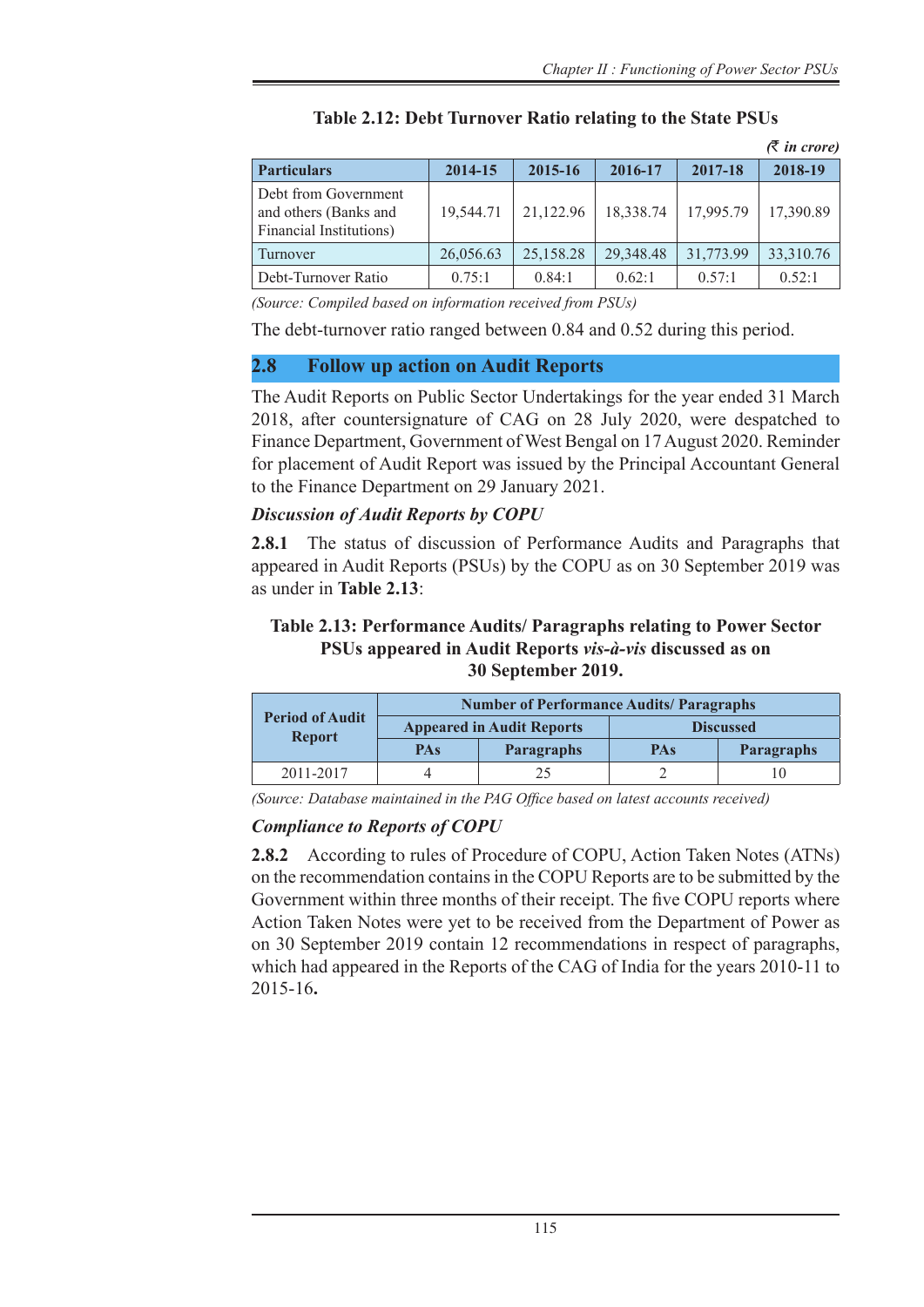**Table 2.12: Debt Turnover Ratio relating to the State PSUs**

*(₹ in crore)*

| Particulars | 2014-15 | 2015-16 | 2016-17 | 2017-18 | 2018-19 |
|---|---|---|---|---|---|
| Debt from Government and others (Banks and Financial Institutions) | 19,544.71 | 21,122.96 | 18,338.74 | 17,995.79 | 17,390.89 |
| Turnover | 26,056.63 | 25,158.28 | 29,348.48 | 31,773.99 | 33,310.76 |
| Debt-Turnover Ratio | 0.75:1 | 0.84:1 | 0.62:1 | 0.57:1 | 0.52:1 |

*(Source: Compiled based on information received from PSUs)*

The debt-turnover ratio ranged between 0.84 and 0.52 during this period.

## 2.8 Follow up action on Audit Reports

The Audit Reports on Public Sector Undertakings for the year ended 31 March 2018, after countersignature of CAG on 28 July 2020, were despatched to Finance Department, Government of West Bengal on 17 August 2020. Reminder for placement of Audit Report was issued by the Principal Accountant General to the Finance Department on 29 January 2021.

### *Discussion of Audit Reports by COPU*

**2.8.1** The status of discussion of Performance Audits and Paragraphs that appeared in Audit Reports (PSUs) by the COPU as on 30 September 2019 was as under in **Table 2.13**:

**Table 2.13: Performance Audits/ Paragraphs relating to Power Sector PSUs appeared in Audit Reports *vis-à-vis* discussed as on 30 September 2019.**

| Period of Audit Report | Number of Performance Audits/ Paragraphs | | | |
|---|---|---|---|---|
| | Appeared in Audit Reports | | Discussed | |
| | PAs | Paragraphs | PAs | Paragraphs |
| 2011-2017 | 4 | 25 | 2 | 10 |

*(Source: Database maintained in the PAG Office based on latest accounts received)*

### *Compliance to Reports of COPU*

**2.8.2** According to rules of Procedure of COPU, Action Taken Notes (ATNs) on the recommendation contains in the COPU Reports are to be submitted by the Government within three months of their receipt. The five COPU reports where Action Taken Notes were yet to be received from the Department of Power as on 30 September 2019 contain 12 recommendations in respect of paragraphs, which had appeared in the Reports of the CAG of India for the years 2010-11 to 2015-16**.**